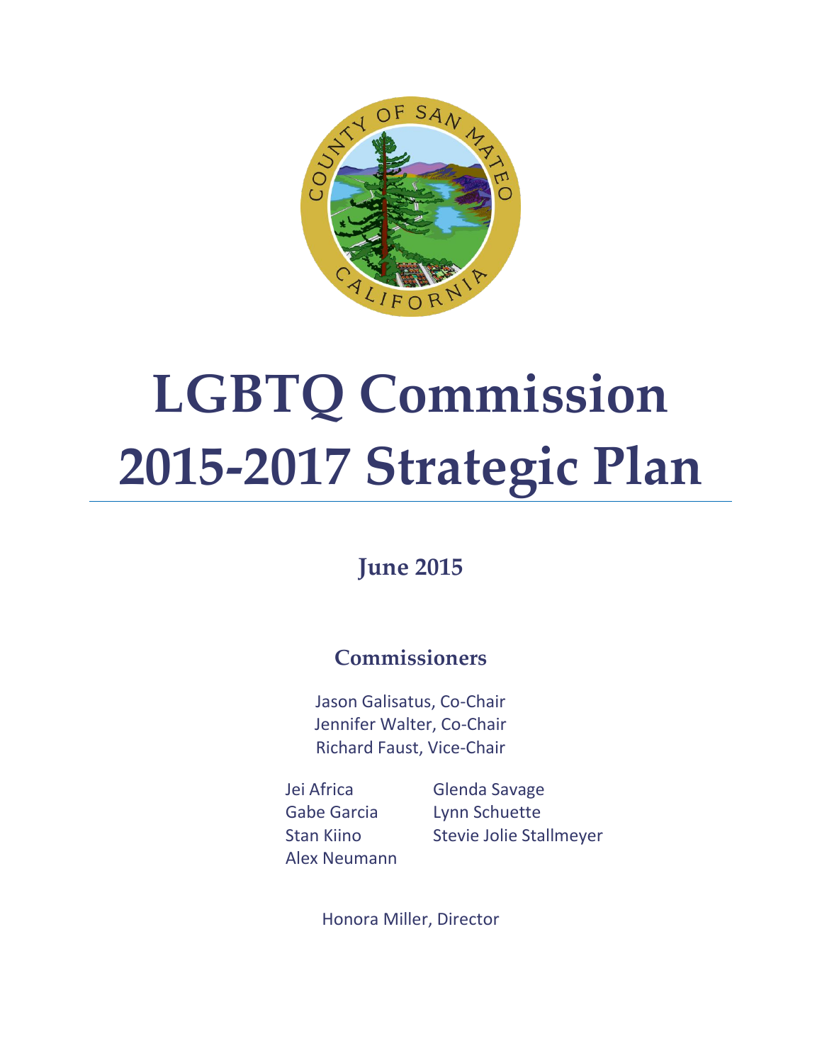# LGBTQ Commission 2015-2017 Strategic Plan

## June 2015

### Commissioners

Jason Galisatus, Co-Chair
Jennifer Walter, Co-Chair
Richard Faust, Vice-Chair

Jei Africa
Gabe Garcia
Stan Kiino
Alex Neumann
Glenda Savage
Lynn Schuette
Stevie Jolie Stallmeyer

Honora Miller, Director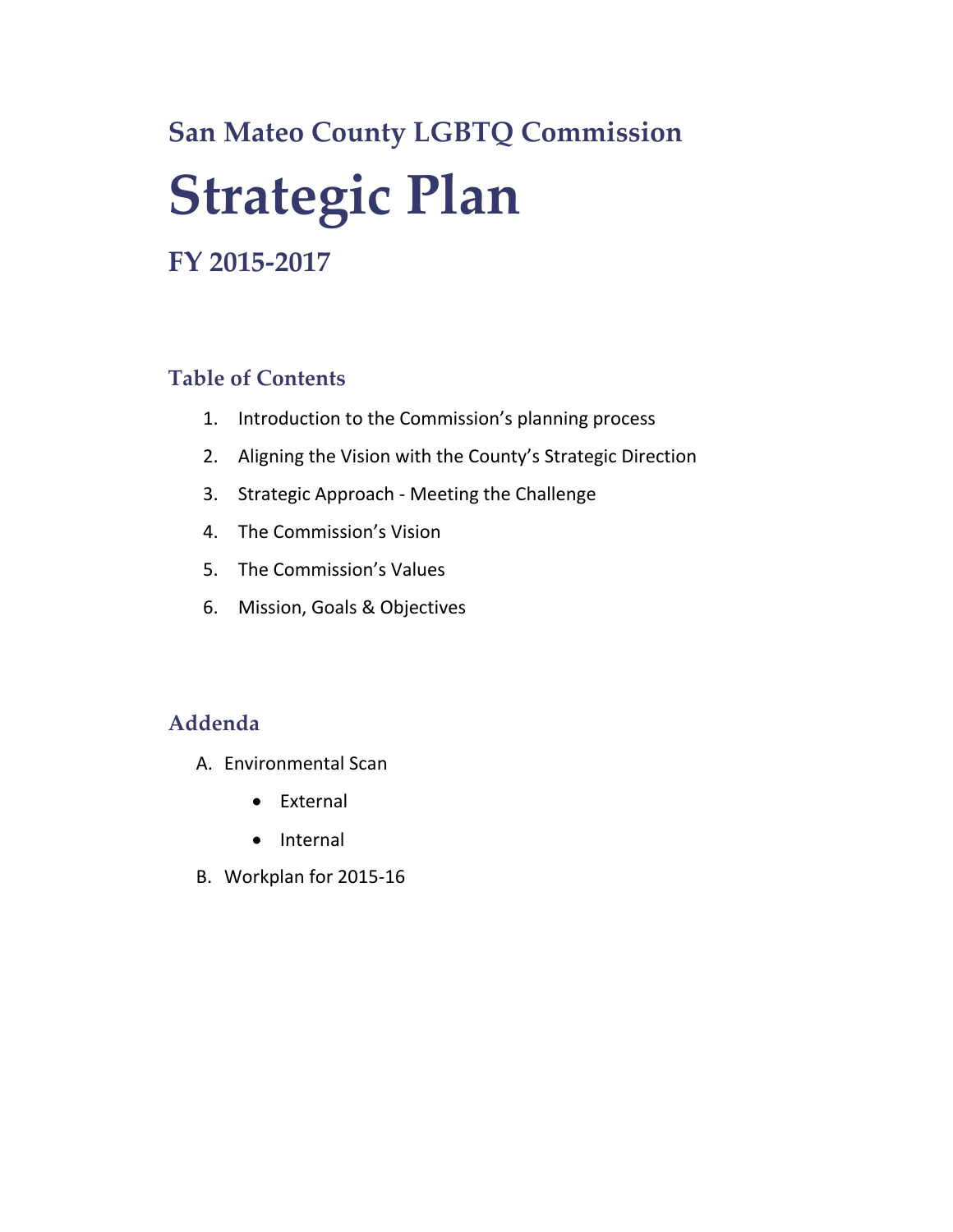## San Mateo County LGBTQ Commission

# Strategic Plan

## FY 2015-2017

### Table of Contents

1. Introduction to the Commission's planning process
2. Aligning the Vision with the County's Strategic Direction
3. Strategic Approach - Meeting the Challenge
4. The Commission's Vision
5. The Commission's Values
6. Mission, Goals & Objectives

### Addenda

A. Environmental Scan
   - External
   - Internal

B. Workplan for 2015-16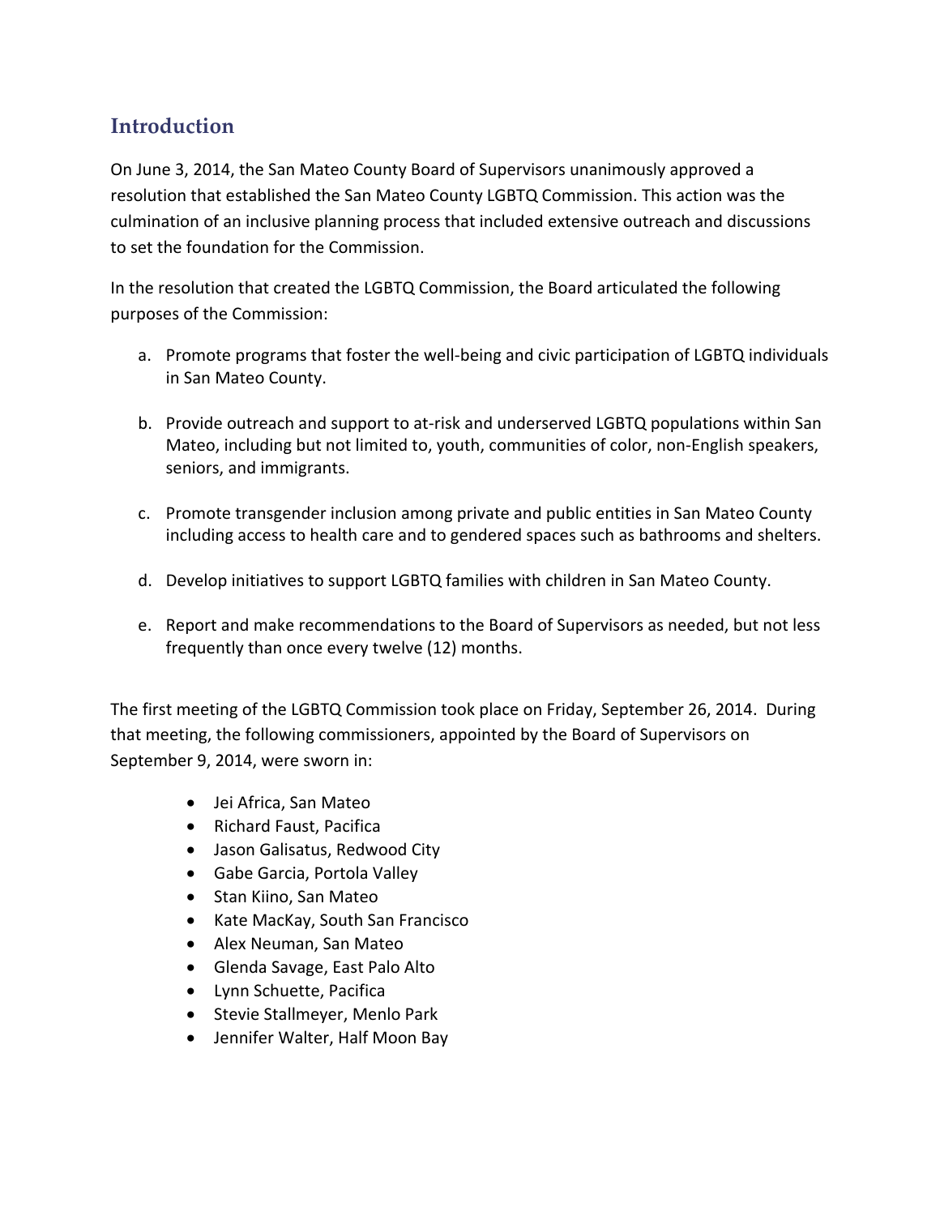## Introduction

On June 3, 2014, the San Mateo County Board of Supervisors unanimously approved a resolution that established the San Mateo County LGBTQ Commission. This action was the culmination of an inclusive planning process that included extensive outreach and discussions to set the foundation for the Commission.

In the resolution that created the LGBTQ Commission, the Board articulated the following purposes of the Commission:

a. Promote programs that foster the well-being and civic participation of LGBTQ individuals in San Mateo County.

b. Provide outreach and support to at-risk and underserved LGBTQ populations within San Mateo, including but not limited to, youth, communities of color, non-English speakers, seniors, and immigrants.

c. Promote transgender inclusion among private and public entities in San Mateo County including access to health care and to gendered spaces such as bathrooms and shelters.

d. Develop initiatives to support LGBTQ families with children in San Mateo County.

e. Report and make recommendations to the Board of Supervisors as needed, but not less frequently than once every twelve (12) months.

The first meeting of the LGBTQ Commission took place on Friday, September 26, 2014. During that meeting, the following commissioners, appointed by the Board of Supervisors on September 9, 2014, were sworn in:

- Jei Africa, San Mateo
- Richard Faust, Pacifica
- Jason Galisatus, Redwood City
- Gabe Garcia, Portola Valley
- Stan Kiino, San Mateo
- Kate MacKay, South San Francisco
- Alex Neuman, San Mateo
- Glenda Savage, East Palo Alto
- Lynn Schuette, Pacifica
- Stevie Stallmeyer, Menlo Park
- Jennifer Walter, Half Moon Bay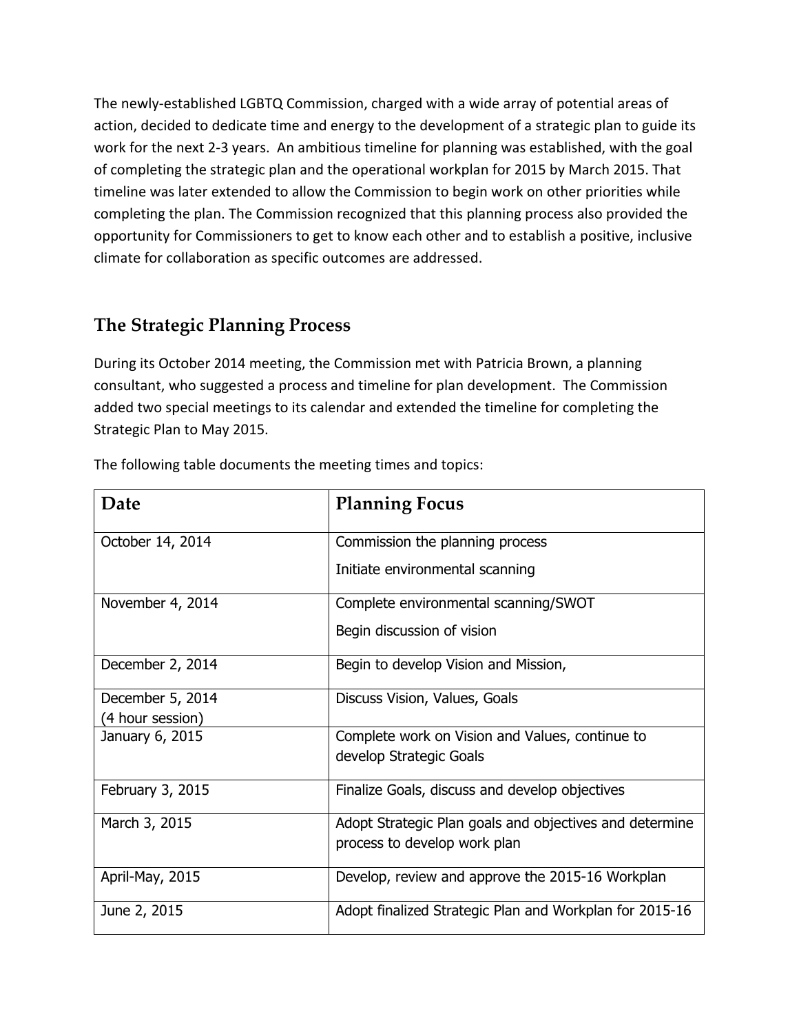The newly-established LGBTQ Commission, charged with a wide array of potential areas of action, decided to dedicate time and energy to the development of a strategic plan to guide its work for the next 2-3 years. An ambitious timeline for planning was established, with the goal of completing the strategic plan and the operational workplan for 2015 by March 2015. That timeline was later extended to allow the Commission to begin work on other priorities while completing the plan. The Commission recognized that this planning process also provided the opportunity for Commissioners to get to know each other and to establish a positive, inclusive climate for collaboration as specific outcomes are addressed.

## The Strategic Planning Process

During its October 2014 meeting, the Commission met with Patricia Brown, a planning consultant, who suggested a process and timeline for plan development. The Commission added two special meetings to its calendar and extended the timeline for completing the Strategic Plan to May 2015.

The following table documents the meeting times and topics:

| Date | Planning Focus |
|---|---|
| October 14, 2014 | Commission the planning process<br>Initiate environmental scanning |
| November 4, 2014 | Complete environmental scanning/SWOT<br>Begin discussion of vision |
| December 2, 2014 | Begin to develop Vision and Mission, |
| December 5, 2014 (4 hour session) | Discuss Vision, Values, Goals |
| January 6, 2015 | Complete work on Vision and Values, continue to develop Strategic Goals |
| February 3, 2015 | Finalize Goals, discuss and develop objectives |
| March 3, 2015 | Adopt Strategic Plan goals and objectives and determine process to develop work plan |
| April-May, 2015 | Develop, review and approve the 2015-16 Workplan |
| June 2, 2015 | Adopt finalized Strategic Plan and Workplan for 2015-16 |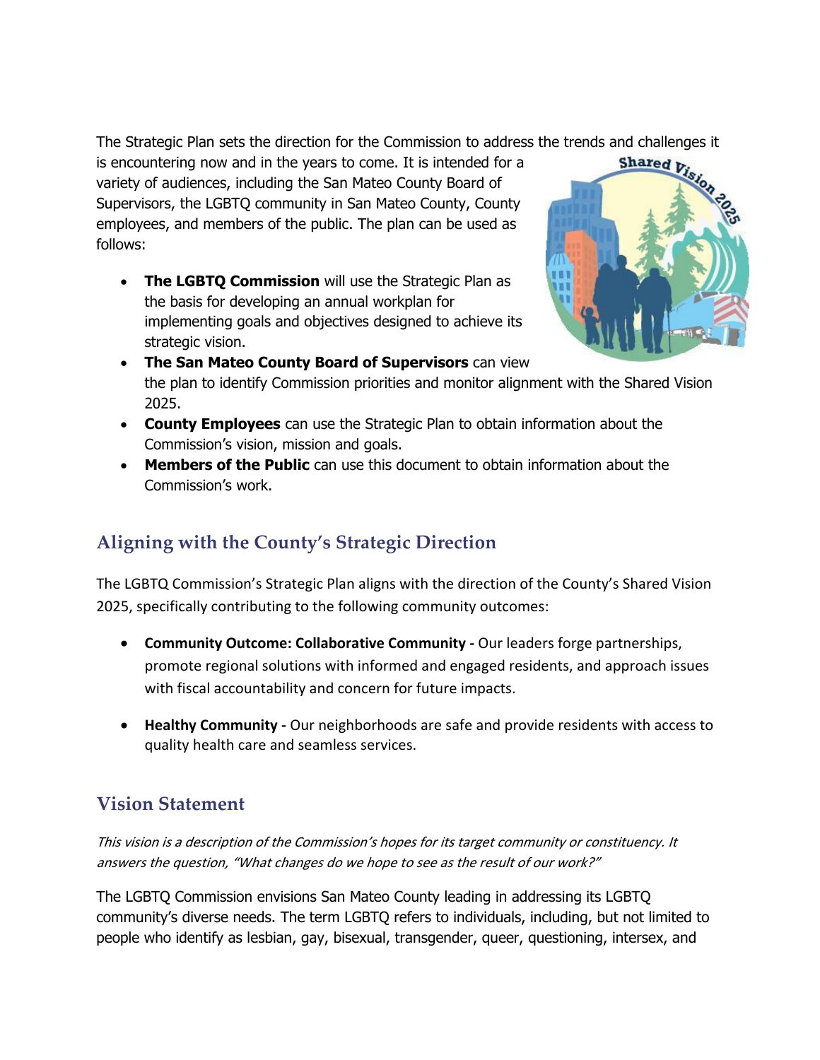The Strategic Plan sets the direction for the Commission to address the trends and challenges it is encountering now and in the years to come. It is intended for a variety of audiences, including the San Mateo County Board of Supervisors, the LGBTQ community in San Mateo County, County employees, and members of the public. The plan can be used as follows:

- **The LGBTQ Commission** will use the Strategic Plan as the basis for developing an annual workplan for implementing goals and objectives designed to achieve its strategic vision.
- **The San Mateo County Board of Supervisors** can view the plan to identify Commission priorities and monitor alignment with the Shared Vision 2025.
- **County Employees** can use the Strategic Plan to obtain information about the Commission's vision, mission and goals.
- **Members of the Public** can use this document to obtain information about the Commission's work.

## Aligning with the County's Strategic Direction

The LGBTQ Commission's Strategic Plan aligns with the direction of the County's Shared Vision 2025, specifically contributing to the following community outcomes:

- **Community Outcome: Collaborative Community -** Our leaders forge partnerships, promote regional solutions with informed and engaged residents, and approach issues with fiscal accountability and concern for future impacts.

- **Healthy Community -** Our neighborhoods are safe and provide residents with access to quality health care and seamless services.

## Vision Statement

*This vision is a description of the Commission's hopes for its target community or constituency. It answers the question, "What changes do we hope to see as the result of our work?"*

The LGBTQ Commission envisions San Mateo County leading in addressing its LGBTQ community's diverse needs. The term LGBTQ refers to individuals, including, but not limited to people who identify as lesbian, gay, bisexual, transgender, queer, questioning, intersex, and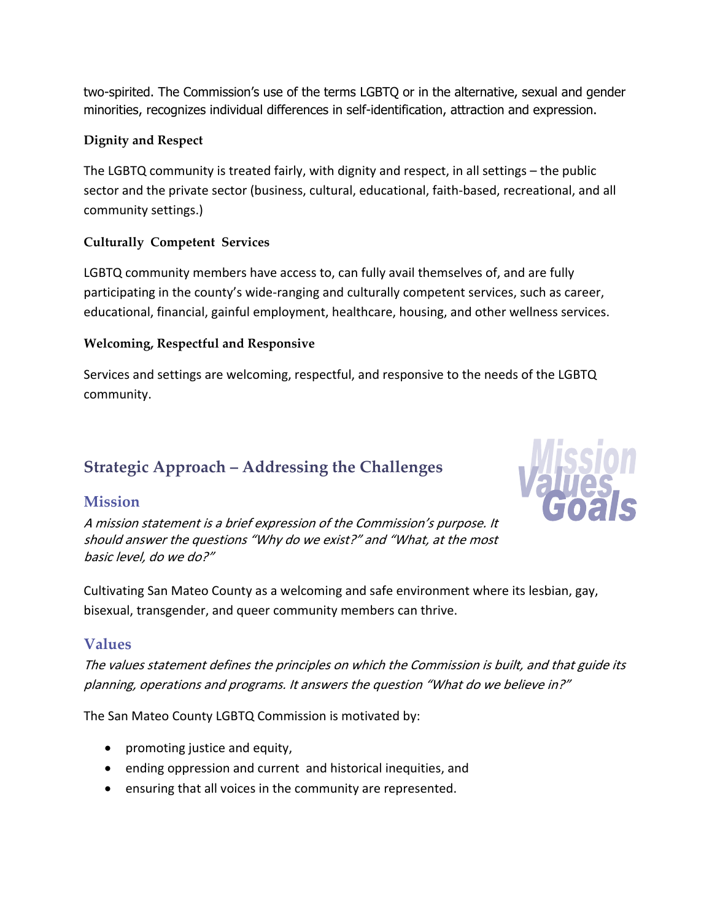two-spirited. The Commission's use of the terms LGBTQ or in the alternative, sexual and gender minorities, recognizes individual differences in self-identification, attraction and expression.

**Dignity and Respect**

The LGBTQ community is treated fairly, with dignity and respect, in all settings – the public sector and the private sector (business, cultural, educational, faith-based, recreational, and all community settings.)

**Culturally Competent Services**

LGBTQ community members have access to, can fully avail themselves of, and are fully participating in the county's wide-ranging and culturally competent services, such as career, educational, financial, gainful employment, healthcare, housing, and other wellness services.

**Welcoming, Respectful and Responsive**

Services and settings are welcoming, respectful, and responsive to the needs of the LGBTQ community.

## Strategic Approach – Addressing the Challenges

### Mission

*A mission statement is a brief expression of the Commission's purpose. It should answer the questions "Why do we exist?" and "What, at the most basic level, do we do?"*

Cultivating San Mateo County as a welcoming and safe environment where its lesbian, gay, bisexual, transgender, and queer community members can thrive.

### Values

*The values statement defines the principles on which the Commission is built, and that guide its planning, operations and programs. It answers the question "What do we believe in?"*

The San Mateo County LGBTQ Commission is motivated by:

- promoting justice and equity,
- ending oppression and current and historical inequities, and
- ensuring that all voices in the community are represented.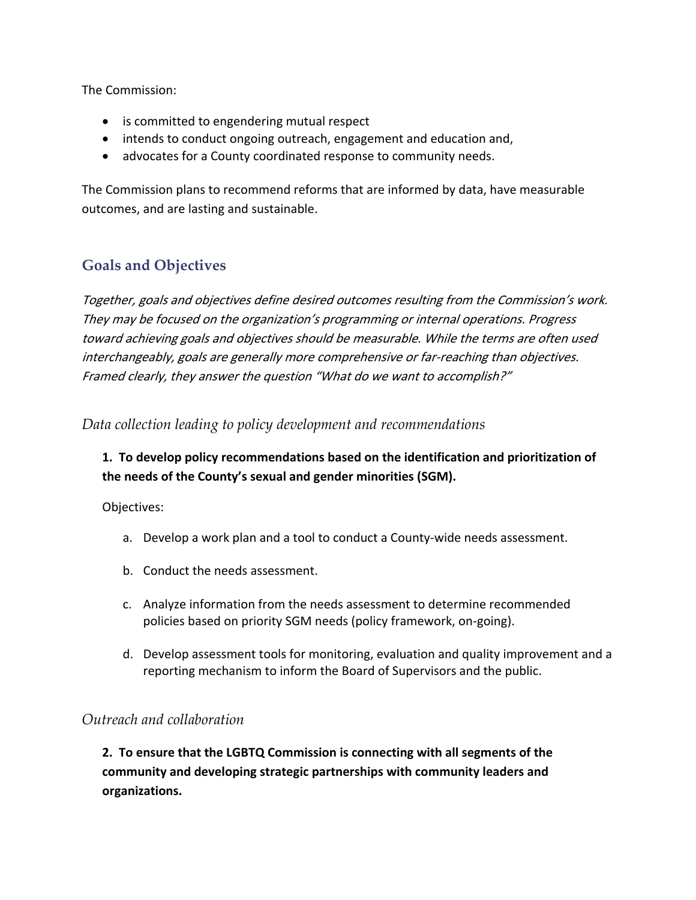The Commission:

- is committed to engendering mutual respect
- intends to conduct ongoing outreach, engagement and education and,
- advocates for a County coordinated response to community needs.

The Commission plans to recommend reforms that are informed by data, have measurable outcomes, and are lasting and sustainable.

## Goals and Objectives

*Together, goals and objectives define desired outcomes resulting from the Commission's work. They may be focused on the organization's programming or internal operations. Progress toward achieving goals and objectives should be measurable. While the terms are often used interchangeably, goals are generally more comprehensive or far-reaching than objectives. Framed clearly, they answer the question "What do we want to accomplish?"*

### *Data collection leading to policy development and recommendations*

**1. To develop policy recommendations based on the identification and prioritization of the needs of the County's sexual and gender minorities (SGM).**

Objectives:

a. Develop a work plan and a tool to conduct a County-wide needs assessment.

b. Conduct the needs assessment.

c. Analyze information from the needs assessment to determine recommended policies based on priority SGM needs (policy framework, on-going).

d. Develop assessment tools for monitoring, evaluation and quality improvement and a reporting mechanism to inform the Board of Supervisors and the public.

### *Outreach and collaboration*

**2. To ensure that the LGBTQ Commission is connecting with all segments of the community and developing strategic partnerships with community leaders and organizations.**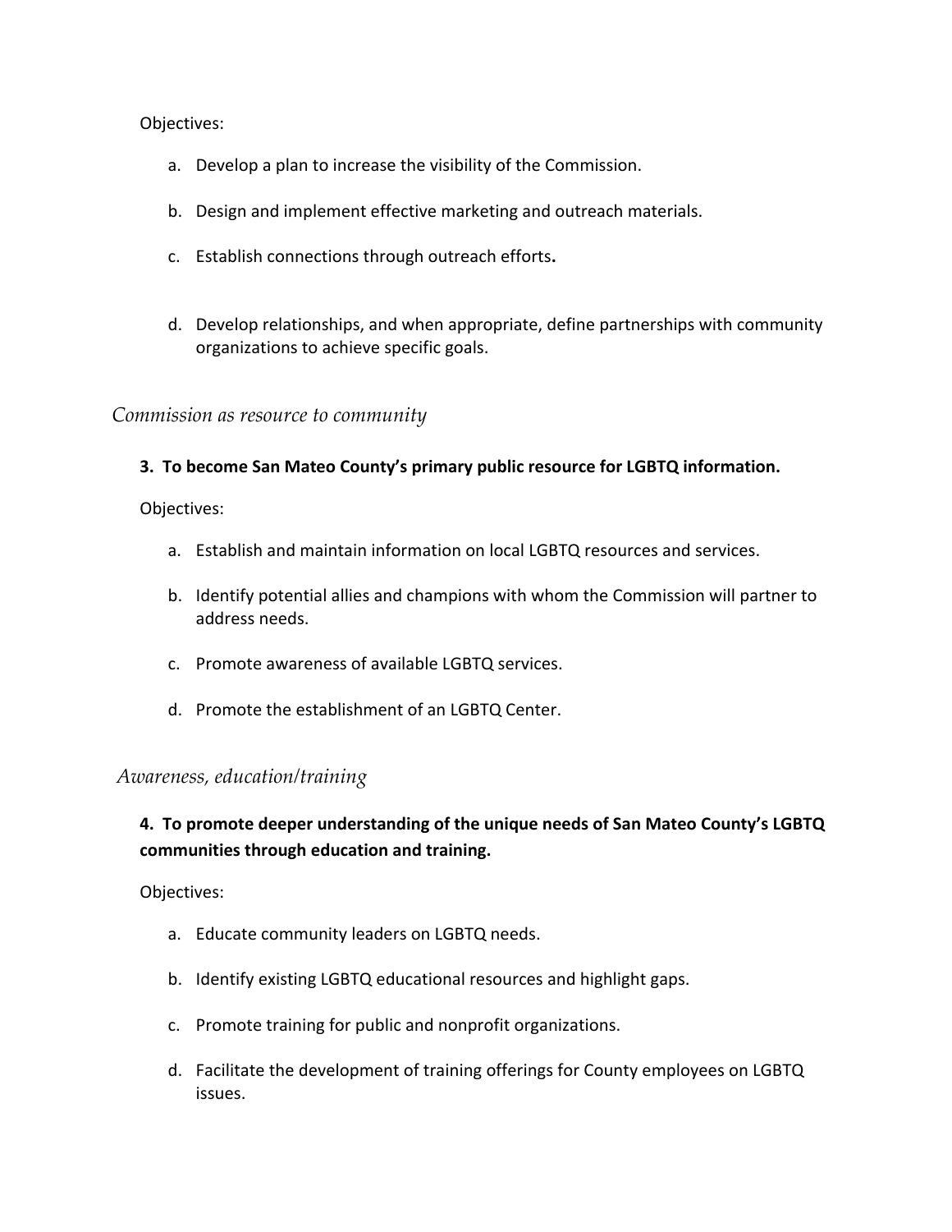Objectives:

a. Develop a plan to increase the visibility of the Commission.

b. Design and implement effective marketing and outreach materials.

c. Establish connections through outreach efforts.

d. Develop relationships, and when appropriate, define partnerships with community organizations to achieve specific goals.

*Commission as resource to community*

**3. To become San Mateo County's primary public resource for LGBTQ information.**

Objectives:

a. Establish and maintain information on local LGBTQ resources and services.

b. Identify potential allies and champions with whom the Commission will partner to address needs.

c. Promote awareness of available LGBTQ services.

d. Promote the establishment of an LGBTQ Center.

*Awareness, education/training*

**4. To promote deeper understanding of the unique needs of San Mateo County's LGBTQ communities through education and training.**

Objectives:

a. Educate community leaders on LGBTQ needs.

b. Identify existing LGBTQ educational resources and highlight gaps.

c. Promote training for public and nonprofit organizations.

d. Facilitate the development of training offerings for County employees on LGBTQ issues.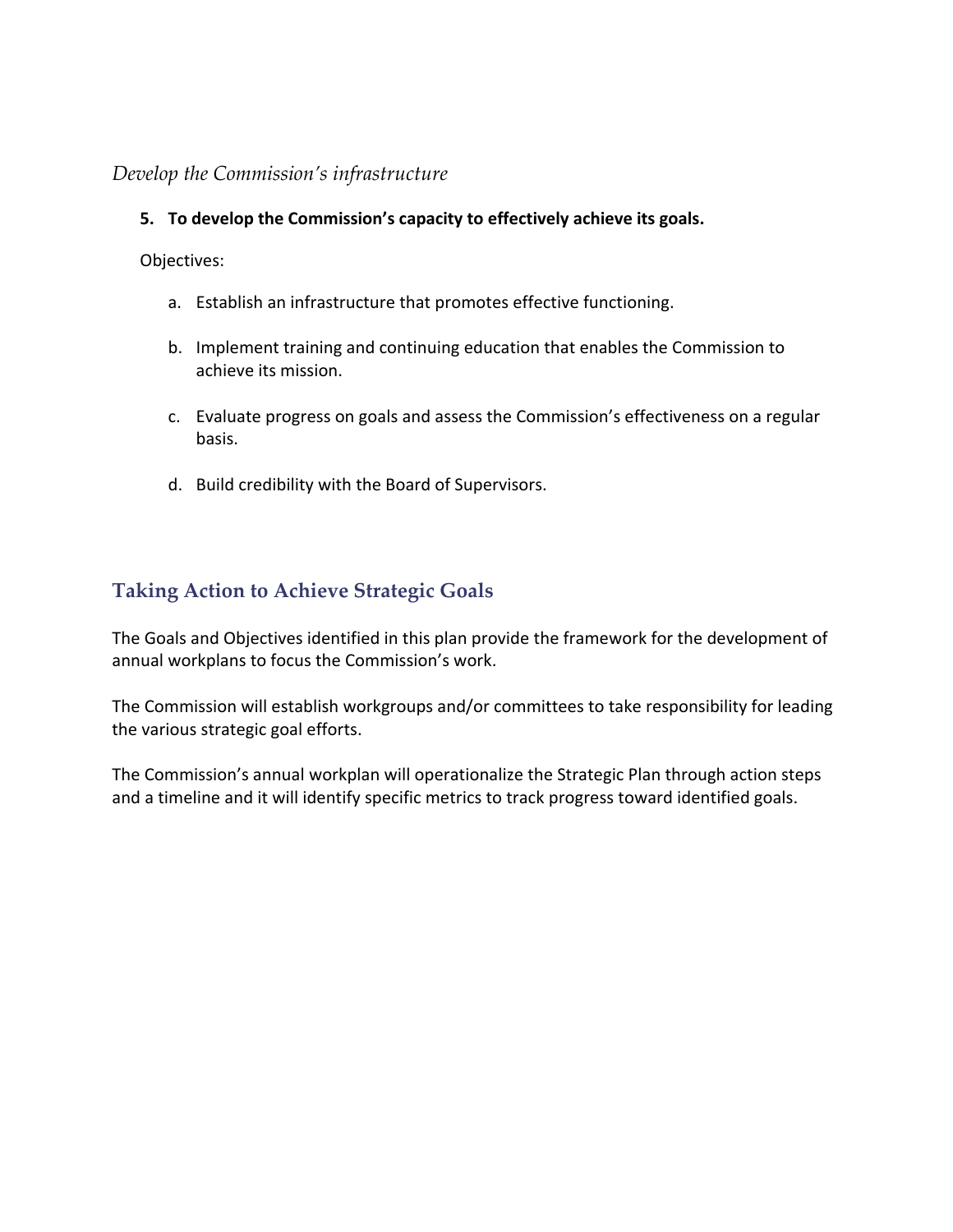*Develop the Commission's infrastructure*

5. **To develop the Commission's capacity to effectively achieve its goals.**

   Objectives:

   a. Establish an infrastructure that promotes effective functioning.

   b. Implement training and continuing education that enables the Commission to achieve its mission.

   c. Evaluate progress on goals and assess the Commission's effectiveness on a regular basis.

   d. Build credibility with the Board of Supervisors.

## Taking Action to Achieve Strategic Goals

The Goals and Objectives identified in this plan provide the framework for the development of annual workplans to focus the Commission's work.

The Commission will establish workgroups and/or committees to take responsibility for leading the various strategic goal efforts.

The Commission's annual workplan will operationalize the Strategic Plan through action steps and a timeline and it will identify specific metrics to track progress toward identified goals.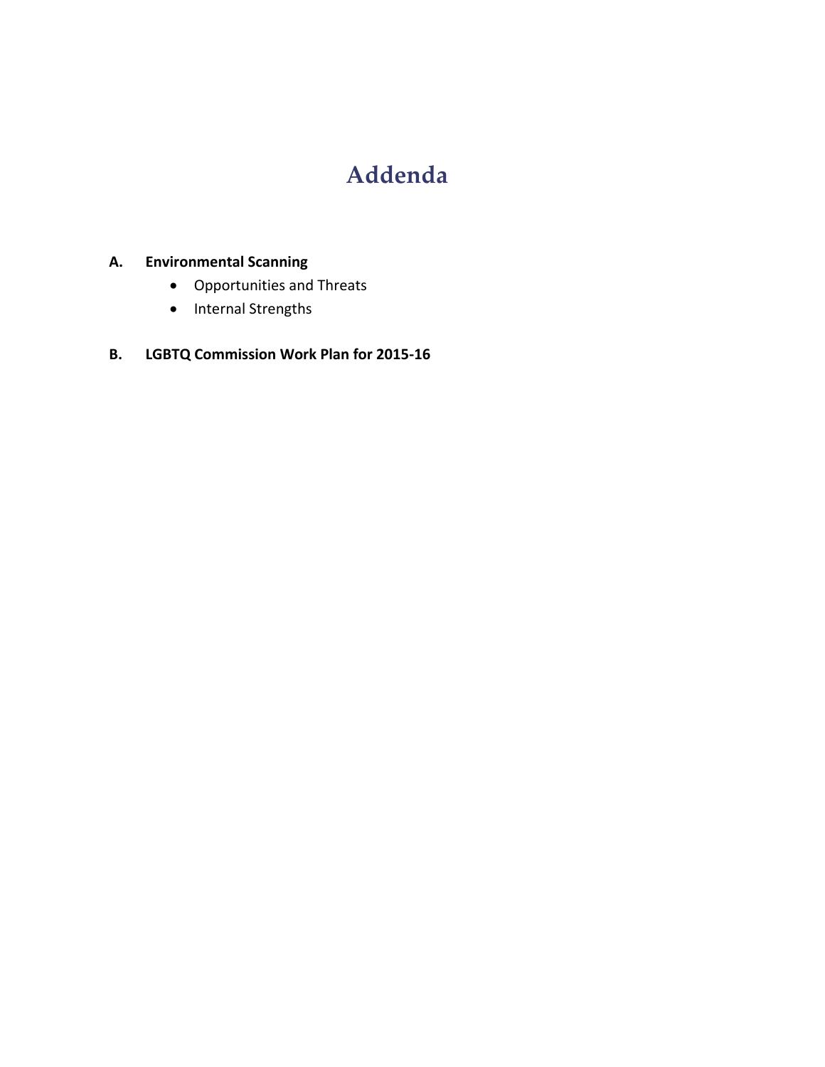# Addenda

**A. Environmental Scanning**

- Opportunities and Threats
- Internal Strengths

**B. LGBTQ Commission Work Plan for 2015-16**